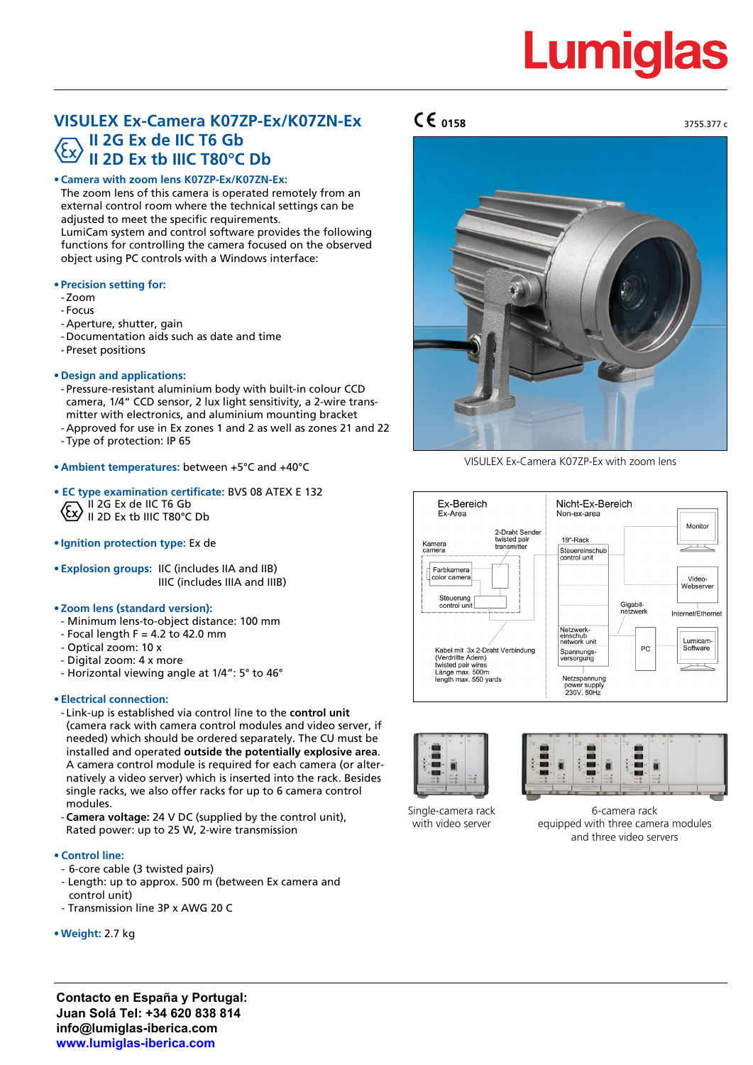Lumiglas

# VISULEX Ex-Camera K07ZP-Ex/K07ZN-Ex

## II 2G Ex de IIC T6 Gb
## II 2D Ex tb IIIC T80°C Db

CE 0158

3755.377 c

- **Camera with zoom lens K07ZP-Ex/K07ZN-Ex:**
  The zoom lens of this camera is operated remotely from an external control room where the technical settings can be adjusted to meet the specific requirements.
  LumiCam system and control software provides the following functions for controlling the camera focused on the observed object using PC controls with a Windows interface:

- **Precision setting for:**
  - Zoom
  - Focus
  - Aperture, shutter, gain
  - Documentation aids such as date and time
  - Preset positions

- **Design and applications:**
  - Pressure-resistant aluminium body with built-in colour CCD camera, 1/4" CCD sensor, 2 lux light sensitivity, a 2-wire transmitter with electronics, and aluminium mounting bracket
  - Approved for use in Ex zones 1 and 2 as well as zones 21 and 22
  - Type of protection: IP 65

- **Ambient temperatures:** between +5°C and +40°C

- **EC type examination certificate:** BVS 08 ATEX E 132
  II 2G Ex de IIC T6 Gb
  II 2D Ex tb IIIC T80°C Db

- **Ignition protection type:** Ex de

- **Explosion groups:** IIC (includes IIA and IIB)
  IIIC (includes IIIA and IIIB)

- **Zoom lens (standard version):**
  - Minimum lens-to-object distance: 100 mm
  - Focal length F = 4.2 to 42.0 mm
  - Optical zoom: 10 x
  - Digital zoom: 4 x more
  - Horizontal viewing angle at 1/4": 5° to 46°

- **Electrical connection:**
  - Link-up is established via control line to the **control unit** (camera rack with camera control modules and video server, if needed) which should be ordered separately. The CU must be installed and operated **outside the potentially explosive area**. A camera control module is required for each camera (or alternatively a video server) which is inserted into the rack. Besides single racks, we also offer racks for up to 6 camera control modules.
  - **Camera voltage:** 24 V DC (supplied by the control unit), Rated power: up to 25 W, 2-wire transmission

- **Control line:**
  - 6-core cable (3 twisted pairs)
  - Length: up to approx. 500 m (between Ex camera and control unit)
  - Transmission line 3P x AWG 20 C

- **Weight:** 2.7 kg

VISULEX Ex-Camera K07ZP-Ex with zoom lens

Ex-Bereich / Ex-Area — Nicht-Ex-Bereich / Non-ex-area
Kamera / camera; Farbkamera / color camera; Steuerung / control unit; 2-Draht Sender / twisted pair transmitter; Kabel mit 3x 2-Draht Verbindung (Verdrillte Adern) / twisted pair wires; Länge max. 500m / length max. 550 yards; 19"-Rack; Steuereinschub / control unit; Netzwerkeinschub / network unit; Spannungsversorgung; Netzspannung / power supply 230V, 50Hz; Gigabit-netzwerk; PC; Monitor; Video-Webserver; Internet/Ethernet; Lumicam-Software

Single-camera rack with video server

6-camera rack equipped with three camera modules and three video servers

**Contacto en España y Portugal:**
**Juan Solá Tel: +34 620 838 814**
**info@lumiglas-iberica.com**
**www.lumiglas-iberica.com**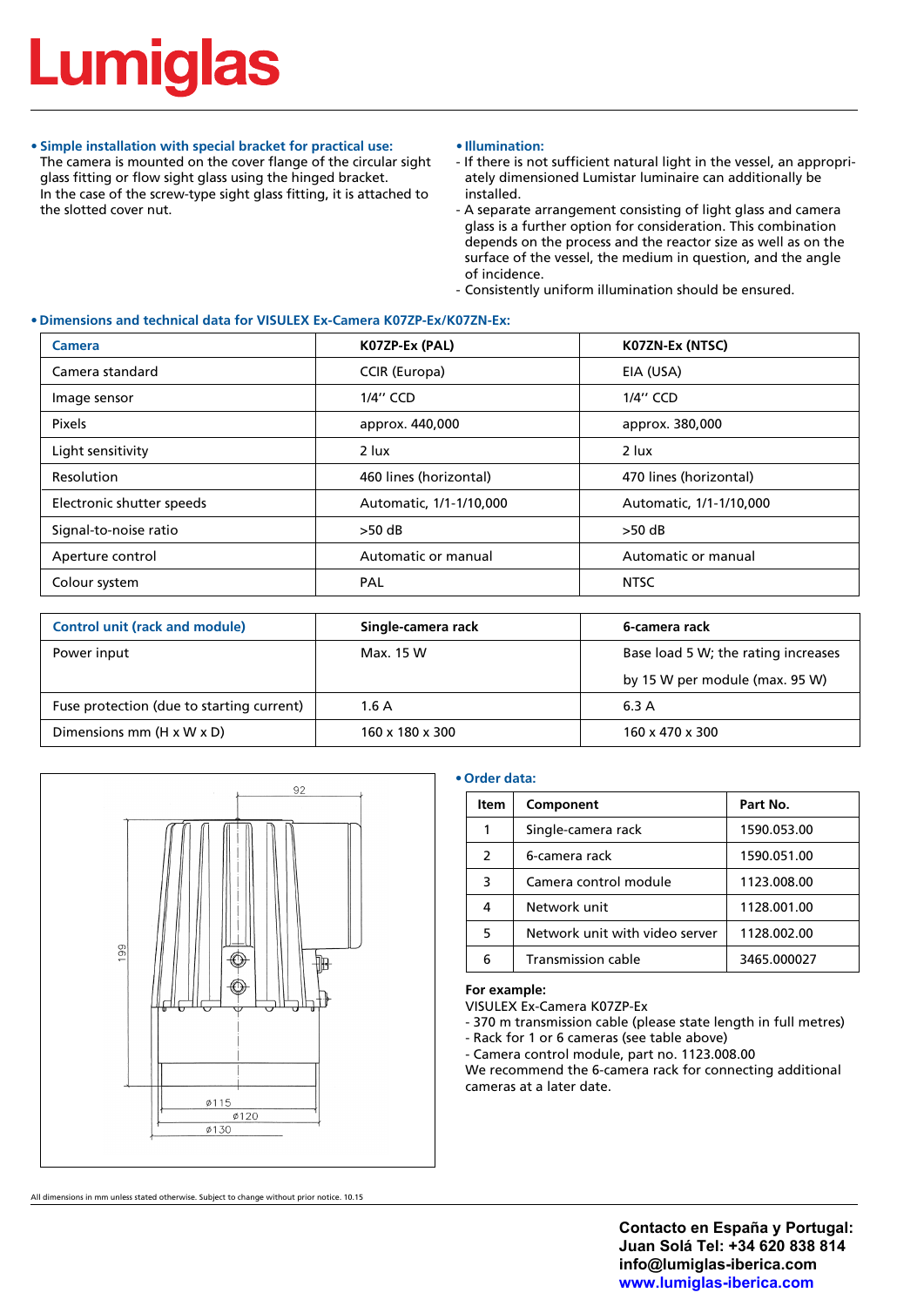# Lumiglas

**• Simple installation with special bracket for practical use:**
The camera is mounted on the cover flange of the circular sight glass fitting or flow sight glass using the hinged bracket.
In the case of the screw-type sight glass fitting, it is attached to the slotted cover nut.

**• Illumination:**
- If there is not sufficient natural light in the vessel, an appropriately dimensioned Lumistar luminaire can additionally be installed.
- A separate arrangement consisting of light glass and camera glass is a further option for consideration. This combination depends on the process and the reactor size as well as on the surface of the vessel, the medium in question, and the angle of incidence.
- Consistently uniform illumination should be ensured.

**• Dimensions and technical data for VISULEX Ex-Camera K07ZP-Ex/K07ZN-Ex:**

| Camera | K07ZP-Ex (PAL) | K07ZN-Ex (NTSC) |
|---|---|---|
| Camera standard | CCIR (Europa) | EIA (USA) |
| Image sensor | 1/4'' CCD | 1/4'' CCD |
| Pixels | approx. 440,000 | approx. 380,000 |
| Light sensitivity | 2 lux | 2 lux |
| Resolution | 460 lines (horizontal) | 470 lines (horizontal) |
| Electronic shutter speeds | Automatic, 1/1-1/10,000 | Automatic, 1/1-1/10,000 |
| Signal-to-noise ratio | >50 dB | >50 dB |
| Aperture control | Automatic or manual | Automatic or manual |
| Colour system | PAL | NTSC |

| Control unit (rack and module) | Single-camera rack | 6-camera rack |
|---|---|---|
| Power input | Max. 15 W | Base load 5 W; the rating increases by 15 W per module (max. 95 W) |
| Fuse protection (due to starting current) | 1.6 A | 6.3 A |
| Dimensions mm (H x W x D) | 160 x 180 x 300 | 160 x 470 x 300 |

92
199
ø115
ø120
ø130

**• Order data:**

| Item | Component | Part No. |
|---|---|---|
| 1 | Single-camera rack | 1590.053.00 |
| 2 | 6-camera rack | 1590.051.00 |
| 3 | Camera control module | 1123.008.00 |
| 4 | Network unit | 1128.001.00 |
| 5 | Network unit with video server | 1128.002.00 |
| 6 | Transmission cable | 3465.000027 |

**For example:**
VISULEX Ex-Camera K07ZP-Ex
- 370 m transmission cable (please state length in full metres)
- Rack for 1 or 6 cameras (see table above)
- Camera control module, part no. 1123.008.00

We recommend the 6-camera rack for connecting additional cameras at a later date.

All dimensions in mm unless stated otherwise. Subject to change without prior notice. 10.15

**Contacto en España y Portugal:**
**Juan Solá Tel: +34 620 838 814**
**info@lumiglas-iberica.com**
**www.lumiglas-iberica.com**